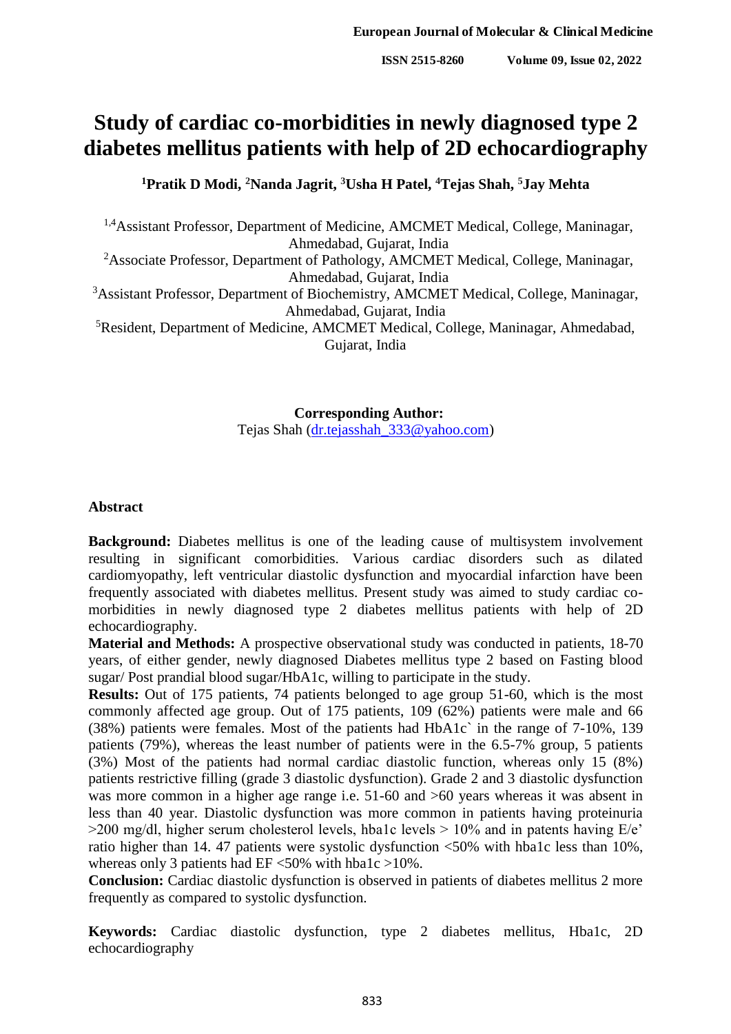# Study of cardiac co-morbidities in newly diagnosed type 2 diabetes mellitus patients with help of 2D echocardiography

**[1]Pratik D Modi, [2]Nanda Jagrit, [3]Usha H Patel, [4]Tejas Shah, [5]Jay Mehta**

[1,4]Assistant Professor, Department of Medicine, AMCMET Medical, College, Maninagar, Ahmedabad, Gujarat, India

[2]Associate Professor, Department of Pathology, AMCMET Medical, College, Maninagar, Ahmedabad, Gujarat, India

[3]Assistant Professor, Department of Biochemistry, AMCMET Medical, College, Maninagar, Ahmedabad, Gujarat, India

[5]Resident, Department of Medicine, AMCMET Medical, College, Maninagar, Ahmedabad, Gujarat, India

**Corresponding Author:**
Tejas Shah (dr.tejasshah_333@yahoo.com)

## Abstract

**Background:** Diabetes mellitus is one of the leading cause of multisystem involvement resulting in significant comorbidities. Various cardiac disorders such as dilated cardiomyopathy, left ventricular diastolic dysfunction and myocardial infarction have been frequently associated with diabetes mellitus. Present study was aimed to study cardiac co-morbidities in newly diagnosed type 2 diabetes mellitus patients with help of 2D echocardiography.

**Material and Methods:** A prospective observational study was conducted in patients, 18-70 years, of either gender, newly diagnosed Diabetes mellitus type 2 based on Fasting blood sugar/ Post prandial blood sugar/HbA1c, willing to participate in the study.

**Results:** Out of 175 patients, 74 patients belonged to age group 51-60, which is the most commonly affected age group. Out of 175 patients, 109 (62%) patients were male and 66 (38%) patients were females. Most of the patients had HbA1c` in the range of 7-10%, 139 patients (79%), whereas the least number of patients were in the 6.5-7% group, 5 patients (3%) Most of the patients had normal cardiac diastolic function, whereas only 15 (8%) patients restrictive filling (grade 3 diastolic dysfunction). Grade 2 and 3 diastolic dysfunction was more common in a higher age range i.e. 51-60 and >60 years whereas it was absent in less than 40 year. Diastolic dysfunction was more common in patients having proteinuria >200 mg/dl, higher serum cholesterol levels, hba1c levels > 10% and in patents having E/e' ratio higher than 14. 47 patients were systolic dysfunction <50% with hba1c less than 10%, whereas only 3 patients had EF <50% with hba1c >10%.

**Conclusion:** Cardiac diastolic dysfunction is observed in patients of diabetes mellitus 2 more frequently as compared to systolic dysfunction.

**Keywords:** Cardiac diastolic dysfunction, type 2 diabetes mellitus, Hba1c, 2D echocardiography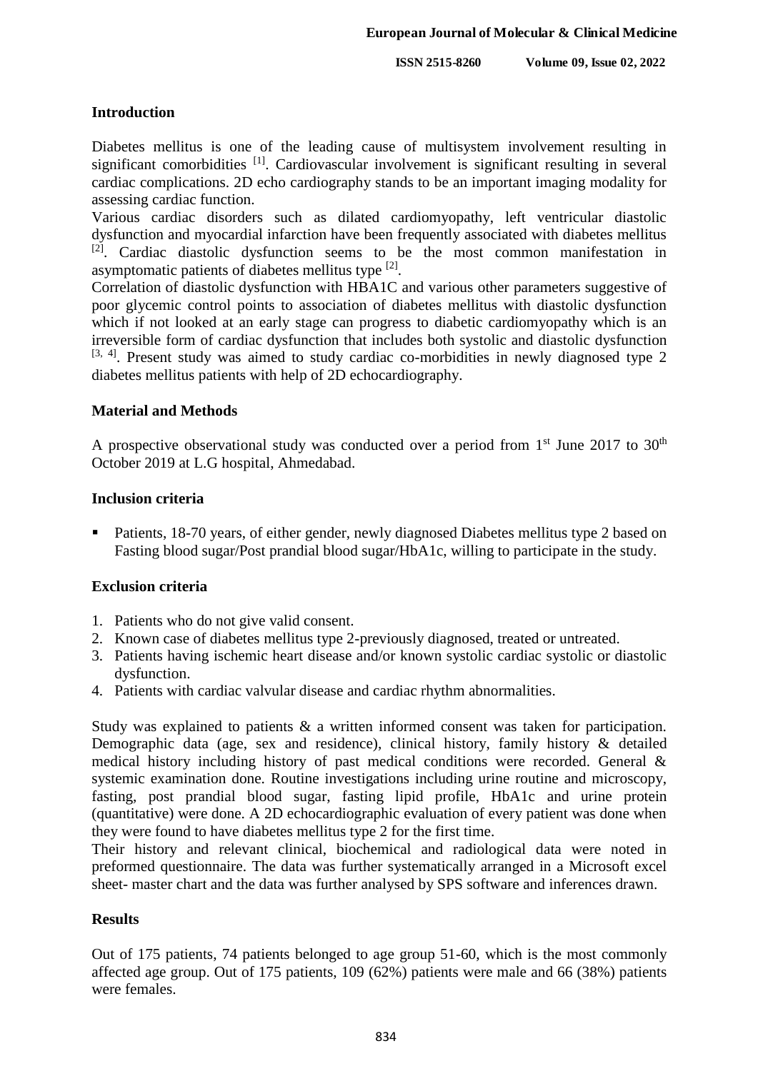## Introduction

Diabetes mellitus is one of the leading cause of multisystem involvement resulting in significant comorbidities [1]. Cardiovascular involvement is significant resulting in several cardiac complications. 2D echo cardiography stands to be an important imaging modality for assessing cardiac function.

Various cardiac disorders such as dilated cardiomyopathy, left ventricular diastolic dysfunction and myocardial infarction have been frequently associated with diabetes mellitus [2]. Cardiac diastolic dysfunction seems to be the most common manifestation in asymptomatic patients of diabetes mellitus type [2].

Correlation of diastolic dysfunction with HBA1C and various other parameters suggestive of poor glycemic control points to association of diabetes mellitus with diastolic dysfunction which if not looked at an early stage can progress to diabetic cardiomyopathy which is an irreversible form of cardiac dysfunction that includes both systolic and diastolic dysfunction [3, 4]. Present study was aimed to study cardiac co-morbidities in newly diagnosed type 2 diabetes mellitus patients with help of 2D echocardiography.

## Material and Methods

A prospective observational study was conducted over a period from 1st June 2017 to 30th October 2019 at L.G hospital, Ahmedabad.

### Inclusion criteria

- Patients, 18-70 years, of either gender, newly diagnosed Diabetes mellitus type 2 based on Fasting blood sugar/Post prandial blood sugar/HbA1c, willing to participate in the study.

### Exclusion criteria

1. Patients who do not give valid consent.
2. Known case of diabetes mellitus type 2-previously diagnosed, treated or untreated.
3. Patients having ischemic heart disease and/or known systolic cardiac systolic or diastolic dysfunction.
4. Patients with cardiac valvular disease and cardiac rhythm abnormalities.

Study was explained to patients & a written informed consent was taken for participation. Demographic data (age, sex and residence), clinical history, family history & detailed medical history including history of past medical conditions were recorded. General & systemic examination done. Routine investigations including urine routine and microscopy, fasting, post prandial blood sugar, fasting lipid profile, HbA1c and urine protein (quantitative) were done. A 2D echocardiographic evaluation of every patient was done when they were found to have diabetes mellitus type 2 for the first time.

Their history and relevant clinical, biochemical and radiological data were noted in preformed questionnaire. The data was further systematically arranged in a Microsoft excel sheet- master chart and the data was further analysed by SPS software and inferences drawn.

## Results

Out of 175 patients, 74 patients belonged to age group 51-60, which is the most commonly affected age group. Out of 175 patients, 109 (62%) patients were male and 66 (38%) patients were females.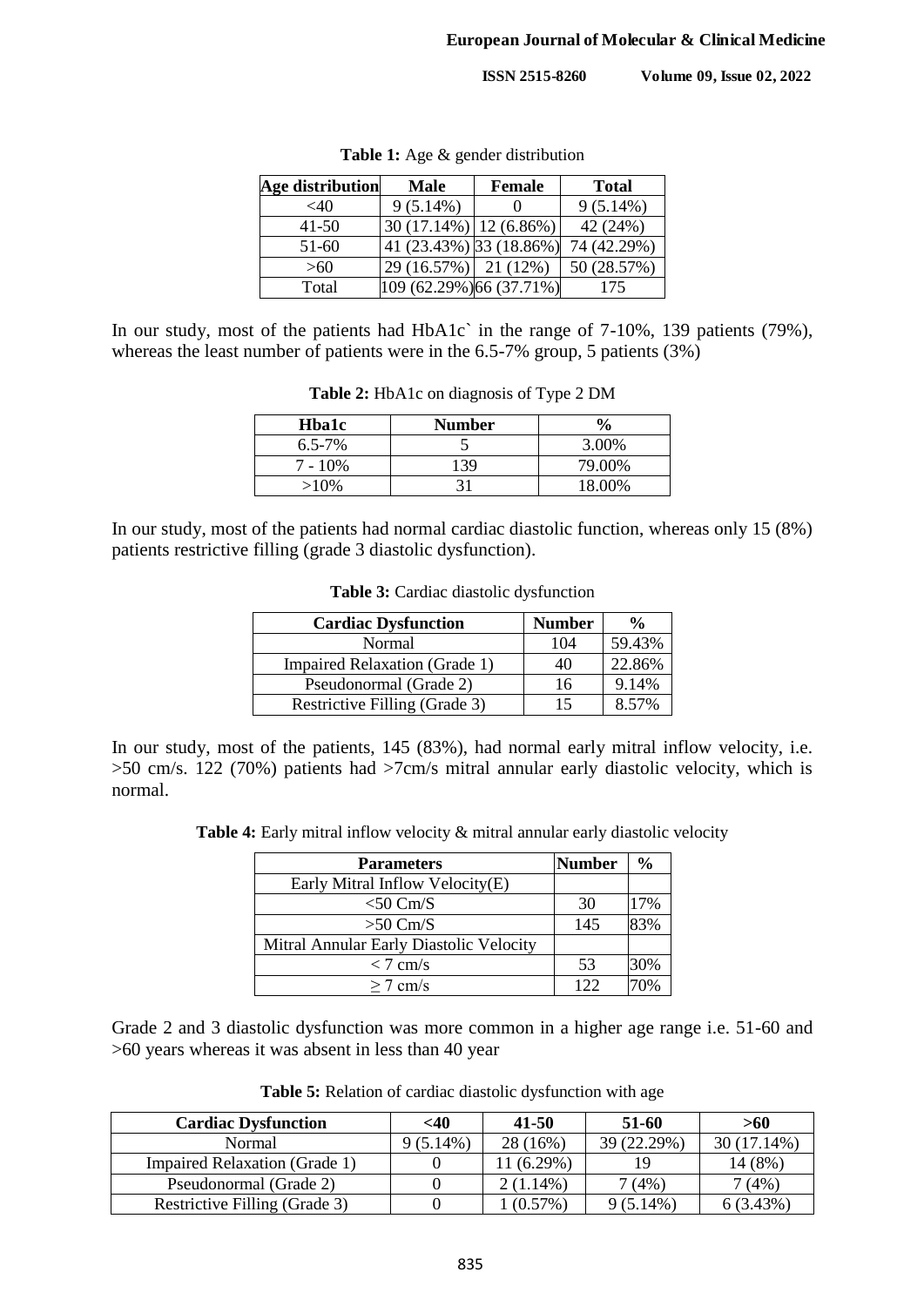**Table 1:** Age & gender distribution

| Age distribution | Male | Female | Total |
|---|---|---|---|
| <40 | 9 (5.14%) | 0 | 9 (5.14%) |
| 41-50 | 30 (17.14%) | 12 (6.86%) | 42 (24%) |
| 51-60 | 41 (23.43%) | 33 (18.86%) | 74 (42.29%) |
| >60 | 29 (16.57%) | 21 (12%) | 50 (28.57%) |
| Total | 109 (62.29%) | 66 (37.71%) | 175 |

In our study, most of the patients had HbA1c` in the range of 7-10%, 139 patients (79%), whereas the least number of patients were in the 6.5-7% group, 5 patients (3%)

**Table 2:** HbA1c on diagnosis of Type 2 DM

| Hba1c | Number | % |
|---|---|---|
| 6.5-7% | 5 | 3.00% |
| 7 - 10% | 139 | 79.00% |
| >10% | 31 | 18.00% |

In our study, most of the patients had normal cardiac diastolic function, whereas only 15 (8%) patients restrictive filling (grade 3 diastolic dysfunction).

**Table 3:** Cardiac diastolic dysfunction

| Cardiac Dysfunction | Number | % |
|---|---|---|
| Normal | 104 | 59.43% |
| Impaired Relaxation (Grade 1) | 40 | 22.86% |
| Pseudonormal (Grade 2) | 16 | 9.14% |
| Restrictive Filling (Grade 3) | 15 | 8.57% |

In our study, most of the patients, 145 (83%), had normal early mitral inflow velocity, i.e. >50 cm/s. 122 (70%) patients had >7cm/s mitral annular early diastolic velocity, which is normal.

**Table 4:** Early mitral inflow velocity & mitral annular early diastolic velocity

| Parameters | Number | % |
|---|---|---|
| Early Mitral Inflow Velocity(E) | | |
| <50 Cm/S | 30 | 17% |
| >50 Cm/S | 145 | 83% |
| Mitral Annular Early Diastolic Velocity | | |
| < 7 cm/s | 53 | 30% |
| ≥ 7 cm/s | 122 | 70% |

Grade 2 and 3 diastolic dysfunction was more common in a higher age range i.e. 51-60 and >60 years whereas it was absent in less than 40 year

**Table 5:** Relation of cardiac diastolic dysfunction with age

| Cardiac Dysfunction | <40 | 41-50 | 51-60 | >60 |
|---|---|---|---|---|
| Normal | 9 (5.14%) | 28 (16%) | 39 (22.29%) | 30 (17.14%) |
| Impaired Relaxation (Grade 1) | 0 | 11 (6.29%) | 19 | 14 (8%) |
| Pseudonormal (Grade 2) | 0 | 2 (1.14%) | 7 (4%) | 7 (4%) |
| Restrictive Filling (Grade 3) | 0 | 1 (0.57%) | 9 (5.14%) | 6 (3.43%) |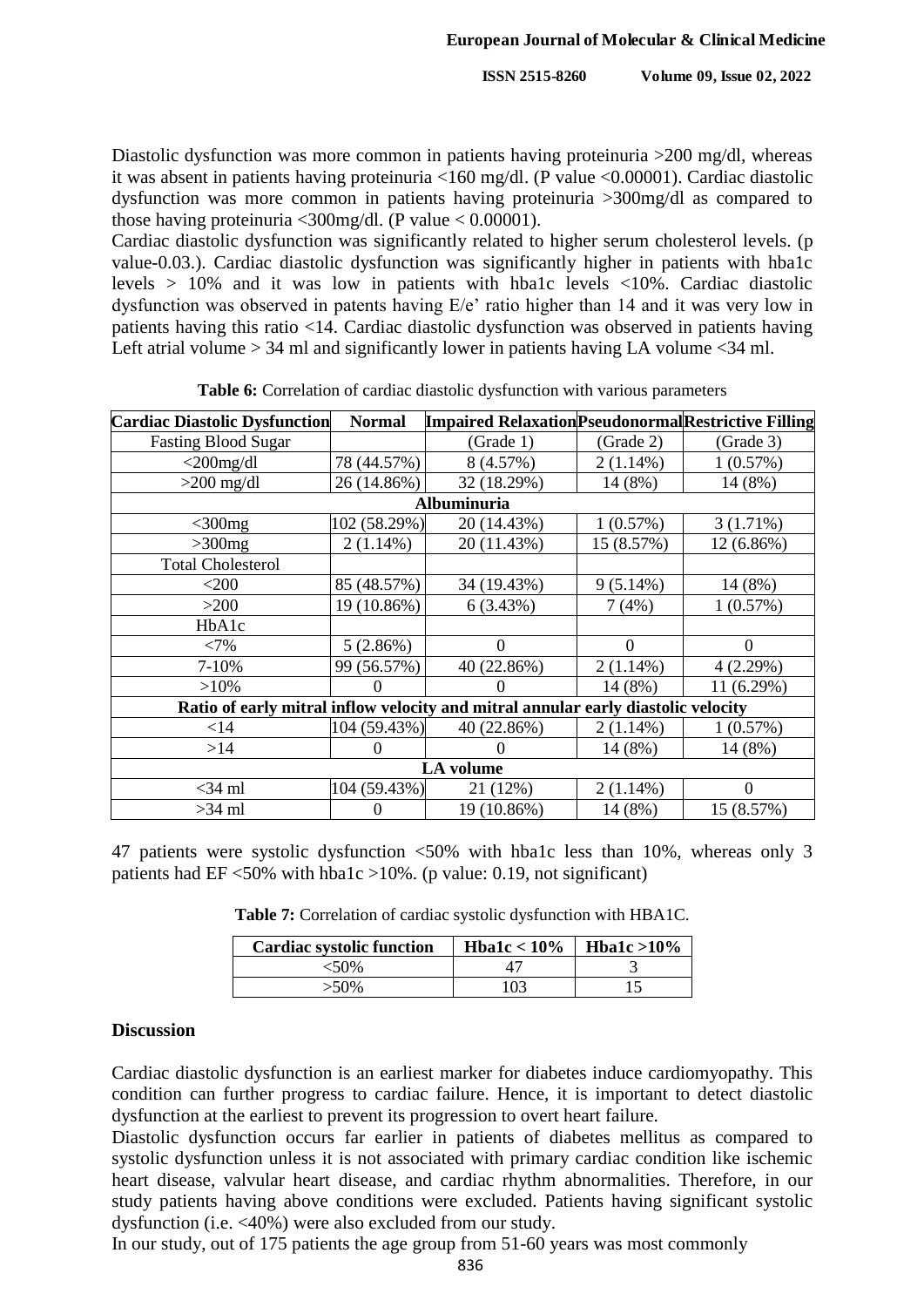Diastolic dysfunction was more common in patients having proteinuria >200 mg/dl, whereas it was absent in patients having proteinuria <160 mg/dl. (P value <0.00001). Cardiac diastolic dysfunction was more common in patients having proteinuria >300mg/dl as compared to those having proteinuria <300mg/dl. (P value < 0.00001).

Cardiac diastolic dysfunction was significantly related to higher serum cholesterol levels. (p value-0.03.). Cardiac diastolic dysfunction was significantly higher in patients with hba1c levels > 10% and it was low in patients with hba1c levels <10%. Cardiac diastolic dysfunction was observed in patents having E/e' ratio higher than 14 and it was very low in patients having this ratio <14. Cardiac diastolic dysfunction was observed in patients having Left atrial volume > 34 ml and significantly lower in patients having LA volume <34 ml.

**Table 6:** Correlation of cardiac diastolic dysfunction with various parameters

| Cardiac Diastolic Dysfunction | Normal | Impaired Relaxation | Pseudonormal | Restrictive Filling |
|---|---|---|---|---|
| Fasting Blood Sugar | | (Grade 1) | (Grade 2) | (Grade 3) |
| <200mg/dl | 78 (44.57%) | 8 (4.57%) | 2 (1.14%) | 1 (0.57%) |
| >200 mg/dl | 26 (14.86%) | 32 (18.29%) | 14 (8%) | 14 (8%) |
| **Albuminuria** | | | | |
| <300mg | 102 (58.29%) | 20 (14.43%) | 1 (0.57%) | 3 (1.71%) |
| >300mg | 2 (1.14%) | 20 (11.43%) | 15 (8.57%) | 12 (6.86%) |
| Total Cholesterol | | | | |
| <200 | 85 (48.57%) | 34 (19.43%) | 9 (5.14%) | 14 (8%) |
| >200 | 19 (10.86%) | 6 (3.43%) | 7 (4%) | 1 (0.57%) |
| HbA1c | | | | |
| <7% | 5 (2.86%) | 0 | 0 | 0 |
| 7-10% | 99 (56.57%) | 40 (22.86%) | 2 (1.14%) | 4 (2.29%) |
| >10% | 0 | 0 | 14 (8%) | 11 (6.29%) |
| **Ratio of early mitral inflow velocity and mitral annular early diastolic velocity** | | | | |
| <14 | 104 (59.43%) | 40 (22.86%) | 2 (1.14%) | 1 (0.57%) |
| >14 | 0 | 0 | 14 (8%) | 14 (8%) |
| **LA volume** | | | | |
| <34 ml | 104 (59.43%) | 21 (12%) | 2 (1.14%) | 0 |
| >34 ml | 0 | 19 (10.86%) | 14 (8%) | 15 (8.57%) |

47 patients were systolic dysfunction <50% with hba1c less than 10%, whereas only 3 patients had EF <50% with hba1c >10%. (p value: 0.19, not significant)

**Table 7:** Correlation of cardiac systolic dysfunction with HBA1C.

| Cardiac systolic function | Hba1c < 10% | Hba1c >10% |
|---|---|---|
| <50% | 47 | 3 |
| >50% | 103 | 15 |

## Discussion

Cardiac diastolic dysfunction is an earliest marker for diabetes induce cardiomyopathy. This condition can further progress to cardiac failure. Hence, it is important to detect diastolic dysfunction at the earliest to prevent its progression to overt heart failure.

Diastolic dysfunction occurs far earlier in patients of diabetes mellitus as compared to systolic dysfunction unless it is not associated with primary cardiac condition like ischemic heart disease, valvular heart disease, and cardiac rhythm abnormalities. Therefore, in our study patients having above conditions were excluded. Patients having significant systolic dysfunction (i.e. <40%) were also excluded from our study.

In our study, out of 175 patients the age group from 51-60 years was most commonly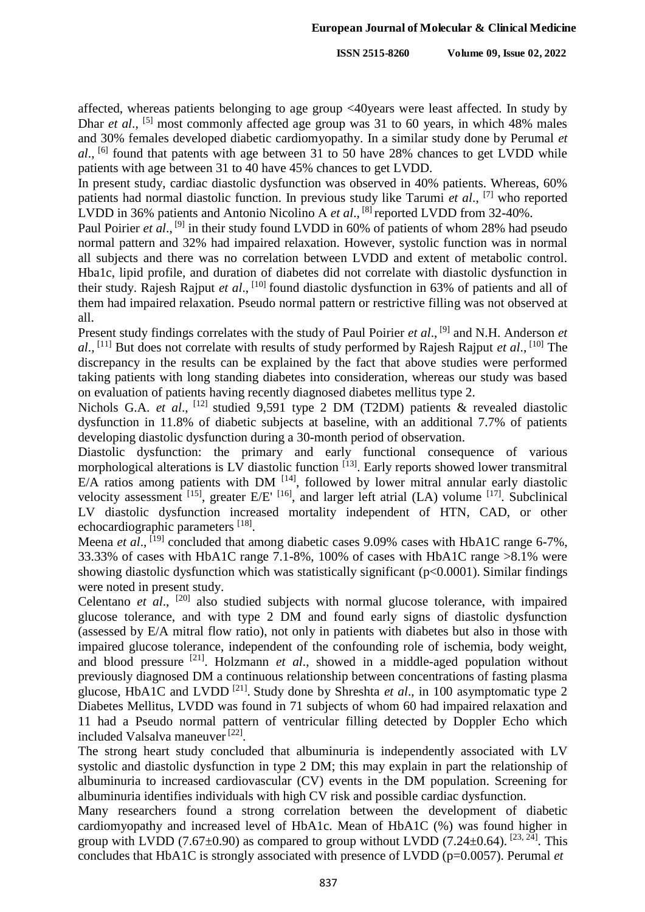affected, whereas patients belonging to age group <40years were least affected. In study by Dhar *et al*., [5] most commonly affected age group was 31 to 60 years, in which 48% males and 30% females developed diabetic cardiomyopathy. In a similar study done by Perumal *et al*., [6] found that patents with age between 31 to 50 have 28% chances to get LVDD while patients with age between 31 to 40 have 45% chances to get LVDD.

In present study, cardiac diastolic dysfunction was observed in 40% patients. Whereas, 60% patients had normal diastolic function. In previous study like Tarumi *et al*., [7] who reported LVDD in 36% patients and Antonio Nicolino A *et al*., [8] reported LVDD from 32-40%.

Paul Poirier *et al*., [9] in their study found LVDD in 60% of patients of whom 28% had pseudo normal pattern and 32% had impaired relaxation. However, systolic function was in normal all subjects and there was no correlation between LVDD and extent of metabolic control. Hba1c, lipid profile, and duration of diabetes did not correlate with diastolic dysfunction in their study. Rajesh Rajput *et al*., [10] found diastolic dysfunction in 63% of patients and all of them had impaired relaxation. Pseudo normal pattern or restrictive filling was not observed at all.

Present study findings correlates with the study of Paul Poirier *et al*., [9] and N.H. Anderson *et al*., [11] But does not correlate with results of study performed by Rajesh Rajput *et al*., [10] The discrepancy in the results can be explained by the fact that above studies were performed taking patients with long standing diabetes into consideration, whereas our study was based on evaluation of patients having recently diagnosed diabetes mellitus type 2.

Nichols G.A. *et al*., [12] studied 9,591 type 2 DM (T2DM) patients & revealed diastolic dysfunction in 11.8% of diabetic subjects at baseline, with an additional 7.7% of patients developing diastolic dysfunction during a 30-month period of observation.

Diastolic dysfunction: the primary and early functional consequence of various morphological alterations is LV diastolic function [13]. Early reports showed lower transmitral E/A ratios among patients with DM [14], followed by lower mitral annular early diastolic velocity assessment [15], greater E/E' [16], and larger left atrial (LA) volume [17]. Subclinical LV diastolic dysfunction increased mortality independent of HTN, CAD, or other echocardiographic parameters [18].

Meena *et al*., [19] concluded that among diabetic cases 9.09% cases with HbA1C range 6-7%, 33.33% of cases with HbA1C range 7.1-8%, 100% of cases with HbA1C range >8.1% were showing diastolic dysfunction which was statistically significant ($p<0.0001$). Similar findings were noted in present study.

Celentano *et al*., [20] also studied subjects with normal glucose tolerance, with impaired glucose tolerance, and with type 2 DM and found early signs of diastolic dysfunction (assessed by E/A mitral flow ratio), not only in patients with diabetes but also in those with impaired glucose tolerance, independent of the confounding role of ischemia, body weight, and blood pressure [21]. Holzmann *et al*., showed in a middle-aged population without previously diagnosed DM a continuous relationship between concentrations of fasting plasma glucose, HbA1C and LVDD [21]. Study done by Shreshta *et al*., in 100 asymptomatic type 2 Diabetes Mellitus, LVDD was found in 71 subjects of whom 60 had impaired relaxation and 11 had a Pseudo normal pattern of ventricular filling detected by Doppler Echo which included Valsalva maneuver [22].

The strong heart study concluded that albuminuria is independently associated with LV systolic and diastolic dysfunction in type 2 DM; this may explain in part the relationship of albuminuria to increased cardiovascular (CV) events in the DM population. Screening for albuminuria identifies individuals with high CV risk and possible cardiac dysfunction.

Many researchers found a strong correlation between the development of diabetic cardiomyopathy and increased level of HbA1c. Mean of HbA1C (%) was found higher in group with LVDD ($7.67\pm0.90$) as compared to group without LVDD ($7.24\pm0.64$). [23, 24]. This concludes that HbA1C is strongly associated with presence of LVDD ($p=0.0057$). Perumal *et*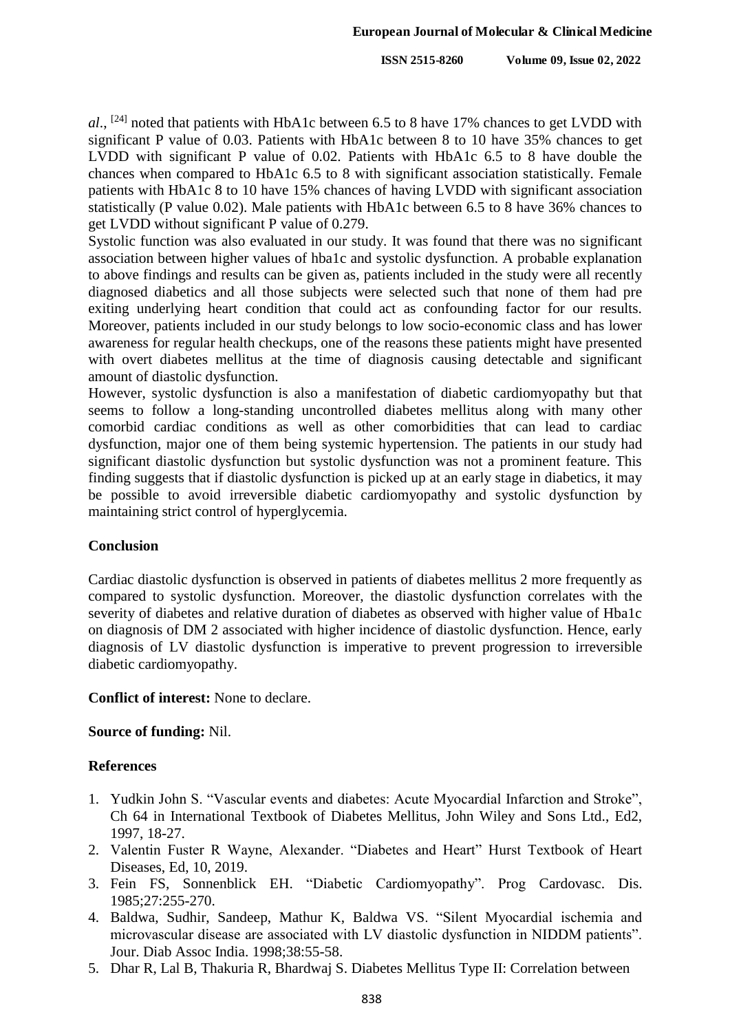*al*., [24] noted that patients with HbA1c between 6.5 to 8 have 17% chances to get LVDD with significant P value of 0.03. Patients with HbA1c between 8 to 10 have 35% chances to get LVDD with significant P value of 0.02. Patients with HbA1c 6.5 to 8 have double the chances when compared to HbA1c 6.5 to 8 with significant association statistically. Female patients with HbA1c 8 to 10 have 15% chances of having LVDD with significant association statistically (P value 0.02). Male patients with HbA1c between 6.5 to 8 have 36% chances to get LVDD without significant P value of 0.279.

Systolic function was also evaluated in our study. It was found that there was no significant association between higher values of hba1c and systolic dysfunction. A probable explanation to above findings and results can be given as, patients included in the study were all recently diagnosed diabetics and all those subjects were selected such that none of them had pre exiting underlying heart condition that could act as confounding factor for our results. Moreover, patients included in our study belongs to low socio-economic class and has lower awareness for regular health checkups, one of the reasons these patients might have presented with overt diabetes mellitus at the time of diagnosis causing detectable and significant amount of diastolic dysfunction.

However, systolic dysfunction is also a manifestation of diabetic cardiomyopathy but that seems to follow a long-standing uncontrolled diabetes mellitus along with many other comorbid cardiac conditions as well as other comorbidities that can lead to cardiac dysfunction, major one of them being systemic hypertension. The patients in our study had significant diastolic dysfunction but systolic dysfunction was not a prominent feature. This finding suggests that if diastolic dysfunction is picked up at an early stage in diabetics, it may be possible to avoid irreversible diabetic cardiomyopathy and systolic dysfunction by maintaining strict control of hyperglycemia.

## Conclusion

Cardiac diastolic dysfunction is observed in patients of diabetes mellitus 2 more frequently as compared to systolic dysfunction. Moreover, the diastolic dysfunction correlates with the severity of diabetes and relative duration of diabetes as observed with higher value of Hba1c on diagnosis of DM 2 associated with higher incidence of diastolic dysfunction. Hence, early diagnosis of LV diastolic dysfunction is imperative to prevent progression to irreversible diabetic cardiomyopathy.

**Conflict of interest:** None to declare.

**Source of funding:** Nil.

## References

1. Yudkin John S. "Vascular events and diabetes: Acute Myocardial Infarction and Stroke", Ch 64 in International Textbook of Diabetes Mellitus, John Wiley and Sons Ltd., Ed2, 1997, 18-27.
2. Valentin Fuster R Wayne, Alexander. "Diabetes and Heart" Hurst Textbook of Heart Diseases, Ed, 10, 2019.
3. Fein FS, Sonnenblick EH. "Diabetic Cardiomyopathy". Prog Cardovasc. Dis. 1985;27:255-270.
4. Baldwa, Sudhir, Sandeep, Mathur K, Baldwa VS. "Silent Myocardial ischemia and microvascular disease are associated with LV diastolic dysfunction in NIDDM patients". Jour. Diab Assoc India. 1998;38:55-58.
5. Dhar R, Lal B, Thakuria R, Bhardwaj S. Diabetes Mellitus Type II: Correlation between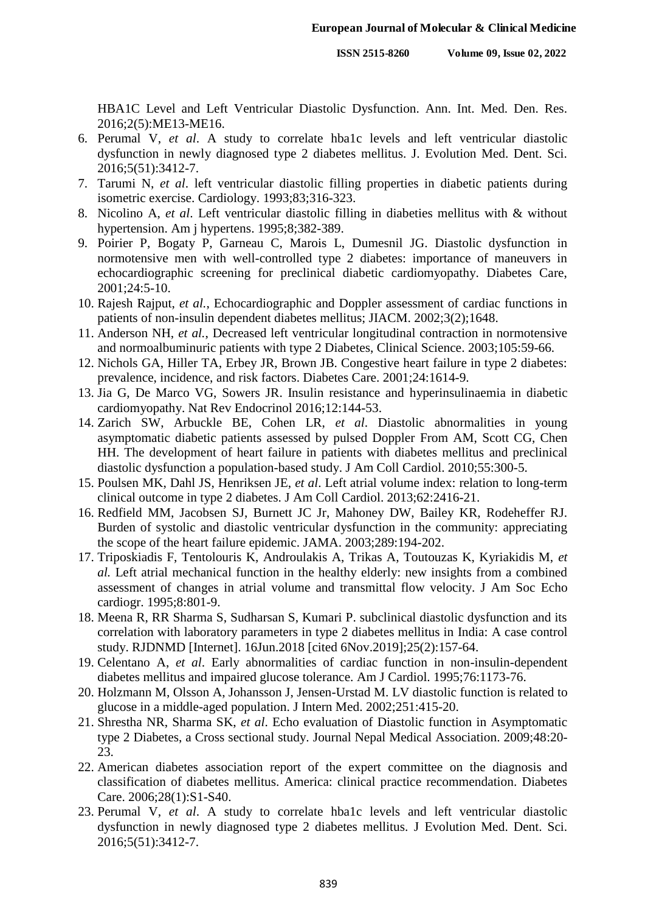HBA1C Level and Left Ventricular Diastolic Dysfunction. Ann. Int. Med. Den. Res. 2016;2(5):ME13-ME16.

6. Perumal V, *et al*. A study to correlate hba1c levels and left ventricular diastolic dysfunction in newly diagnosed type 2 diabetes mellitus. J. Evolution Med. Dent. Sci. 2016;5(51):3412-7.
7. Tarumi N, *et al*. left ventricular diastolic filling properties in diabetic patients during isometric exercise. Cardiology. 1993;83;316-323.
8. Nicolino A, *et al*. Left ventricular diastolic filling in diabeties mellitus with & without hypertension. Am j hypertens. 1995;8;382-389.
9. Poirier P, Bogaty P, Garneau C, Marois L, Dumesnil JG. Diastolic dysfunction in normotensive men with well-controlled type 2 diabetes: importance of maneuvers in echocardiographic screening for preclinical diabetic cardiomyopathy. Diabetes Care, 2001;24:5-10.
10. Rajesh Rajput, *et al.*, Echocardiographic and Doppler assessment of cardiac functions in patients of non-insulin dependent diabetes mellitus; JIACM. 2002;3(2);1648.
11. Anderson NH, *et al.*, Decreased left ventricular longitudinal contraction in normotensive and normoalbuminuric patients with type 2 Diabetes, Clinical Science. 2003;105:59-66.
12. Nichols GA, Hiller TA, Erbey JR, Brown JB. Congestive heart failure in type 2 diabetes: prevalence, incidence, and risk factors. Diabetes Care. 2001;24:1614-9.
13. Jia G, De Marco VG, Sowers JR. Insulin resistance and hyperinsulinaemia in diabetic cardiomyopathy. Nat Rev Endocrinol 2016;12:144-53.
14. Zarich SW, Arbuckle BE, Cohen LR, *et al*. Diastolic abnormalities in young asymptomatic diabetic patients assessed by pulsed Doppler From AM, Scott CG, Chen HH. The development of heart failure in patients with diabetes mellitus and preclinical diastolic dysfunction a population-based study. J Am Coll Cardiol. 2010;55:300-5.
15. Poulsen MK, Dahl JS, Henriksen JE, *et al*. Left atrial volume index: relation to long-term clinical outcome in type 2 diabetes. J Am Coll Cardiol. 2013;62:2416-21.
16. Redfield MM, Jacobsen SJ, Burnett JC Jr, Mahoney DW, Bailey KR, Rodeheffer RJ. Burden of systolic and diastolic ventricular dysfunction in the community: appreciating the scope of the heart failure epidemic. JAMA. 2003;289:194-202.
17. Triposkiadis F, Tentolouris K, Androulakis A, Trikas A, Toutouzas K, Kyriakidis M, *et al.* Left atrial mechanical function in the healthy elderly: new insights from a combined assessment of changes in atrial volume and transmittal flow velocity. J Am Soc Echo cardiogr. 1995;8:801-9.
18. Meena R, RR Sharma S, Sudharsan S, Kumari P. subclinical diastolic dysfunction and its correlation with laboratory parameters in type 2 diabetes mellitus in India: A case control study. RJDNMD [Internet]. 16Jun.2018 [cited 6Nov.2019];25(2):157-64.
19. Celentano A, *et al*. Early abnormalities of cardiac function in non-insulin-dependent diabetes mellitus and impaired glucose tolerance. Am J Cardiol. 1995;76:1173-76.
20. Holzmann M, Olsson A, Johansson J, Jensen-Urstad M. LV diastolic function is related to glucose in a middle-aged population. J Intern Med. 2002;251:415-20.
21. Shrestha NR, Sharma SK, *et al*. Echo evaluation of Diastolic function in Asymptomatic type 2 Diabetes, a Cross sectional study. Journal Nepal Medical Association. 2009;48:20-23.
22. American diabetes association report of the expert committee on the diagnosis and classification of diabetes mellitus. America: clinical practice recommendation. Diabetes Care. 2006;28(1):S1-S40.
23. Perumal V, *et al*. A study to correlate hba1c levels and left ventricular diastolic dysfunction in newly diagnosed type 2 diabetes mellitus. J Evolution Med. Dent. Sci. 2016;5(51):3412-7.